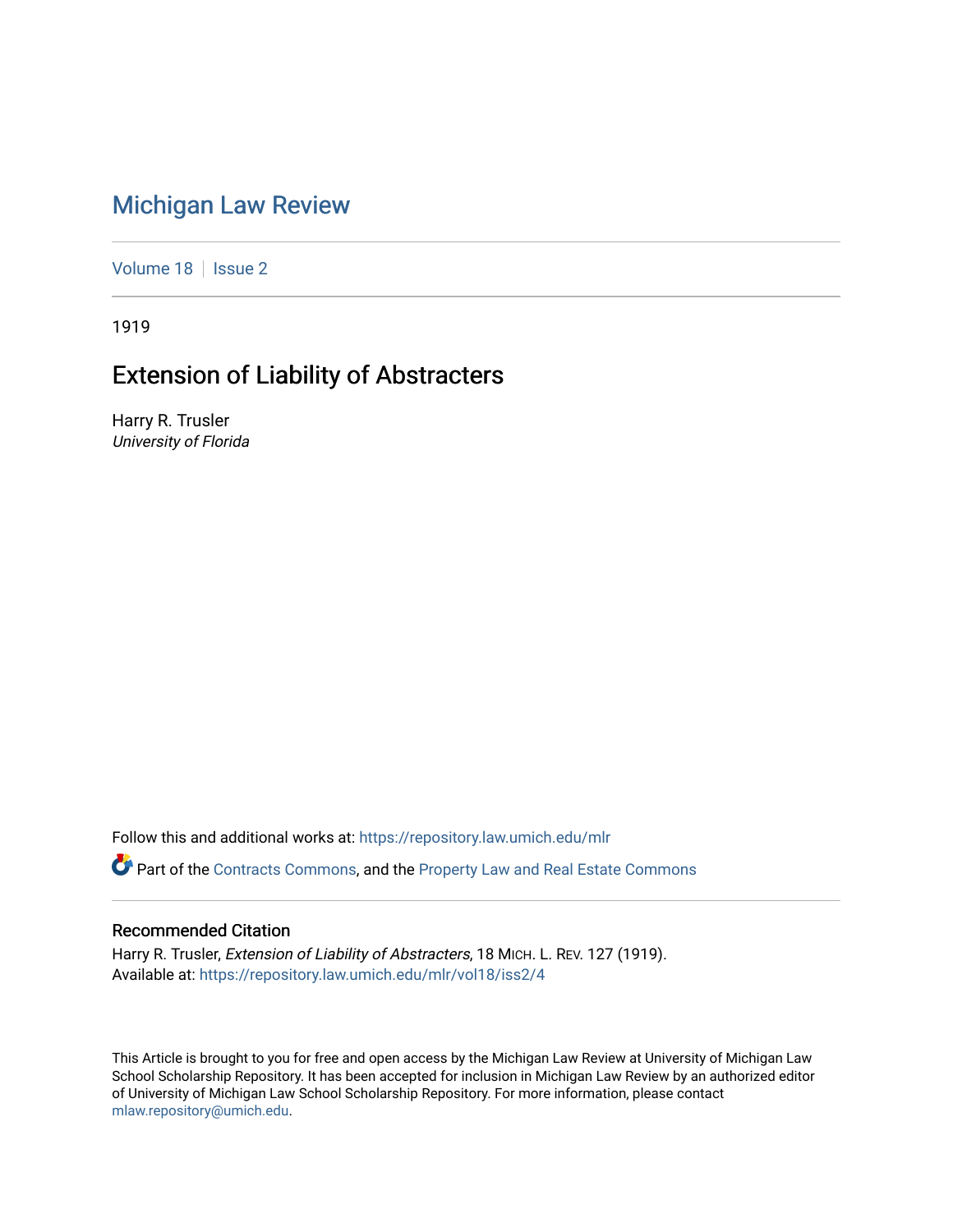# Michigan Law Review

Volume 18 | Issue 2

1919

## Extension of Liability of Abstracters

Harry R. Trusler
*University of Florida*

Follow this and additional works at: https://repository.law.umich.edu/mlr

Part of the Contracts Commons, and the Property Law and Real Estate Commons

### Recommended Citation

Harry R. Trusler, *Extension of Liability of Abstracters*, 18 MICH. L. REV. 127 (1919).
Available at: https://repository.law.umich.edu/mlr/vol18/iss2/4

This Article is brought to you for free and open access by the Michigan Law Review at University of Michigan Law School Scholarship Repository. It has been accepted for inclusion in Michigan Law Review by an authorized editor of University of Michigan Law School Scholarship Repository. For more information, please contact mlaw.repository@umich.edu.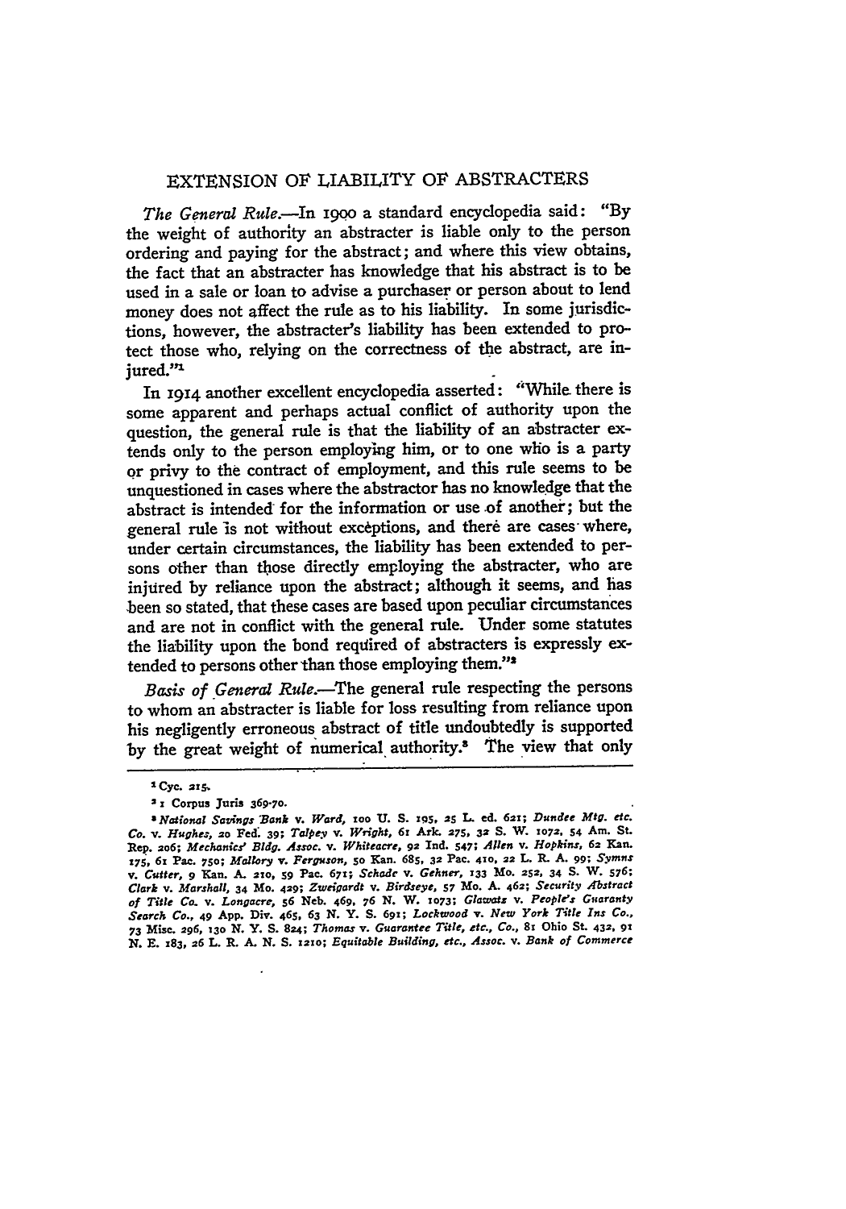## EXTENSION OF LIABILITY OF ABSTRACTERS

*The General Rule.*—In 1900 a standard encyclopedia said: "By the weight of authority an abstracter is liable only to the person ordering and paying for the abstract; and where this view obtains, the fact that an abstracter has knowledge that his abstract is to be used in a sale or loan to advise a purchaser or person about to lend money does not affect the rule as to his liability. In some jurisdictions, however, the abstracter's liability has been extended to protect those who, relying on the correctness of the abstract, are injured."[1]

In 1914 another excellent encyclopedia asserted: "While there is some apparent and perhaps actual conflict of authority upon the question, the general rule is that the liability of an abstracter extends only to the person employing him, or to one who is a party or privy to the contract of employment, and this rule seems to be unquestioned in cases where the abstractor has no knowledge that the abstract is intended for the information or use of another; but the general rule is not without exceptions, and there are cases where, under certain circumstances, the liability has been extended to persons other than those directly employing the abstracter, who are injured by reliance upon the abstract; although it seems, and has been so stated, that these cases are based upon peculiar circumstances and are not in conflict with the general rule. Under some statutes the liability upon the bond required of abstracters is expressly extended to persons other than those employing them."[2]

*Basis of General Rule.*—The general rule respecting the persons to whom an abstracter is liable for loss resulting from reliance upon his negligently erroneous abstract of title undoubtedly is supported by the great weight of numerical authority.[3] The view that only

---

[1] Cyc. 215.

[2] 1 Corpus Juris 369-70.

[3] *National Savings Bank* v. *Ward*, 100 U. S. 195, 25 L. ed. 621; *Dundee Mtg. etc. Co.* v. *Hughes*, 20 Fed. 39; *Talpey* v. *Wright*, 61 Ark. 275, 32 S. W. 1072, 54 Am. St. Rep. 206; *Mechanics' Bldg. Assoc.* v. *Whiteacre*, 92 Ind. 547; *Allen* v. *Hopkins*, 62 Kan. 175, 61 Pac. 750; *Mallory* v. *Ferguson*, 50 Kan. 685, 32 Pac. 410, 22 L. R. A. 99; *Symns* v. *Cutter*, 9 Kan. A. 210, 59 Pac. 671; *Schade* v. *Gehner*, 133 Mo. 252, 34 S. W. 576; *Clark* v. *Marshall*, 34 Mo. 429; *Zweigardt* v. *Birdseye*, 57 Mo. A. 462; *Security Abstract of Title Co.* v. *Longacre*, 56 Neb. 469, 76 N. W. 1073; *Glawatz* v. *People's Guaranty Search Co.*, 49 App. Div. 465, 63 N. Y. S. 691; *Lockwood* v. *New York Title Ins Co.*, 73 Misc. 296, 130 N. Y. S. 824; *Thomas* v. *Guarantee Title, etc., Co.*, 81 Ohio St. 432, 91 N. E. 183, 26 L. R. A. N. S. 1210; *Equitable Building, etc., Assoc.* v. *Bank of Commerce*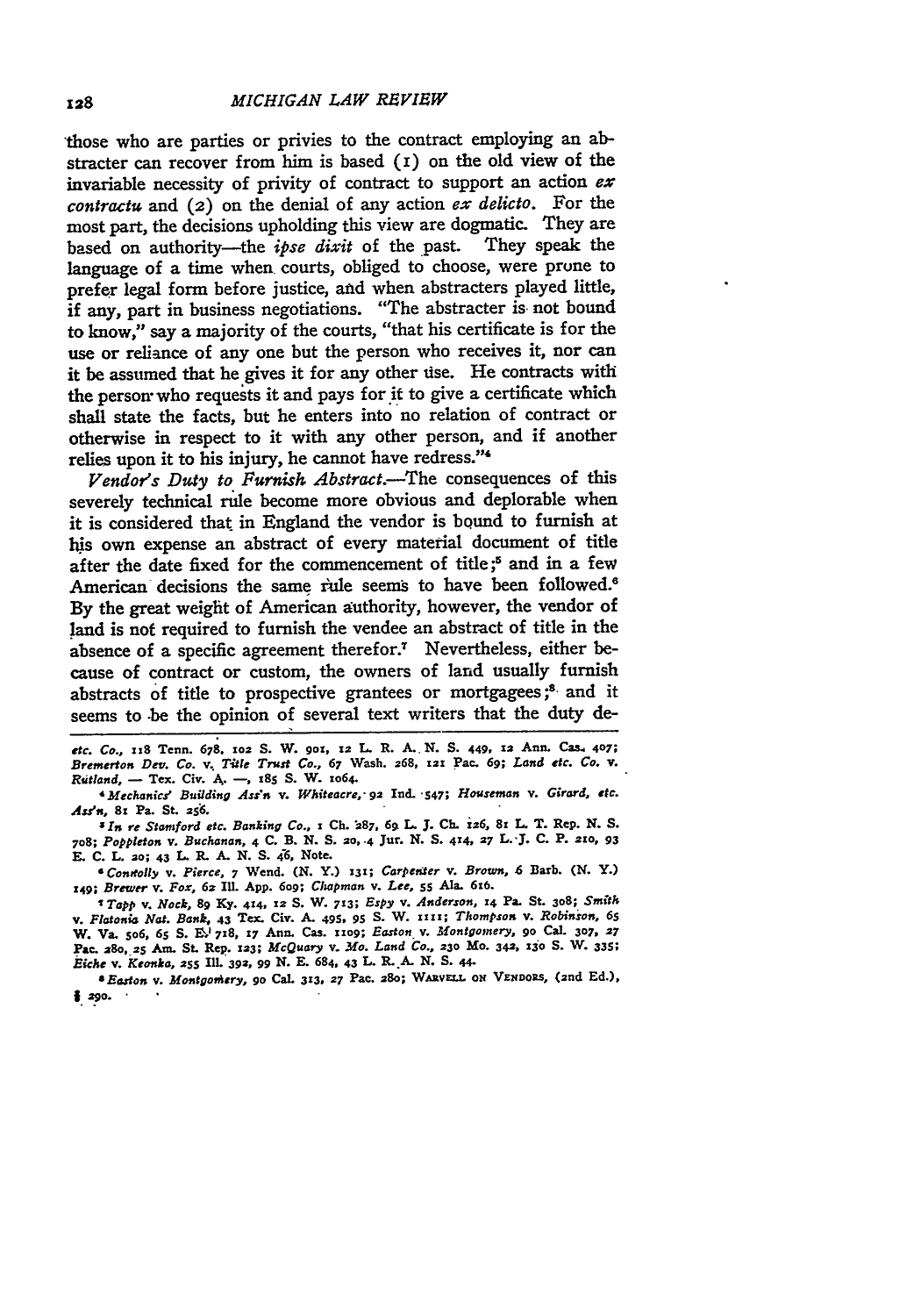those who are parties or privies to the contract employing an abstracter can recover from him is based (1) on the old view of the invariable necessity of privity of contract to support an action *ex contractu* and (2) on the denial of any action *ex delicto*. For the most part, the decisions upholding this view are dogmatic. They are based on authority—the *ipse dixit* of the past. They speak the language of a time when courts, obliged to choose, were prone to prefer legal form before justice, and when abstracters played little, if any, part in business negotiations. "The abstracter is not bound to know," say a majority of the courts, "that his certificate is for the use or reliance of any one but the person who receives it, nor can it be assumed that he gives it for any other use. He contracts with the person who requests it and pays for it to give a certificate which shall state the facts, but he enters into no relation of contract or otherwise in respect to it with any other person, and if another relies upon it to his injury, he cannot have redress."[4]

*Vendor's Duty to Furnish Abstract.*—The consequences of this severely technical rule become more obvious and deplorable when it is considered that in England the vendor is bound to furnish at his own expense an abstract of every material document of title after the date fixed for the commencement of title;[5] and in a few American decisions the same rule seems to have been followed.[6] By the great weight of American authority, however, the vendor of land is not required to furnish the vendee an abstract of title in the absence of a specific agreement therefor.[7] Nevertheless, either because of contract or custom, the owners of land usually furnish abstracts of title to prospective grantees or mortgagees;[8] and it seems to be the opinion of several text writers that the duty de-

---

*etc. Co.*, 118 Tenn. 678, 102 S. W. 901, 12 L. R. A. N. S. 449, 12 Ann. Cas. 407; *Bremerton Dev. Co.* v. *Title Trust Co.*, 67 Wash. 268, 121 Pac. 69; *Land etc. Co.* v. *Rutland*, — Tex. Civ. A. —, 185 S. W. 1064.

[4] *Mechanics' Building Ass'n* v. *Whiteacre*, 92 Ind. 547; *Houseman* v. *Girard, etc. Ass'n*, 81 Pa. St. 256.

[5] *In re Stamford etc. Banking Co.*, 1 Ch. 287, 69 L. J. Ch. 126, 81 L. T. Rep. N. S. 708; *Poppleton* v. *Buchanan*, 4 C. B. N. S. 20, 4 Jur. N. S. 414, 27 L. J. C. P. 210, 93 E. C. L. 20; 43 L. R. A. N. S. 46, Note.

[6] *Connolly* v. *Pierce*, 7 Wend. (N. Y.) 131; *Carpenter* v. *Brown*, 6 Barb. (N. Y.) 149; *Brewer* v. *Fox*, 62 Ill. App. 609; *Chapman* v. *Lee*, 55 Ala. 616.

[7] *Tapp* v. *Nock*, 89 Ky. 414, 12 S. W. 713; *Espy* v. *Anderson*, 14 Pa. St. 308; *Smith* v. *Flatonia Nat. Bank*, 43 Tex. Civ. A. 495, 95 S. W. 1111; *Thompson* v. *Robinson*, 65 W. Va. 506, 65 S. E. 718, 17 Ann. Cas. 1109; *Easton* v. *Montgomery*, 90 Cal. 307, 27 Pac. 280, 25 Am. St. Rep. 123; *McQuary* v. *Mo. Land Co.*, 230 Mo. 342, 130 S. W. 335; *Eiche* v. *Keonka*, 255 Ill. 392, 99 N. E. 684, 43 L. R. A. N. S. 44.

[8] *Easton* v. *Montgomery*, 90 Cal. 313, 27 Pac. 280; WARVELL ON VENDORS, (2nd Ed.), § 290.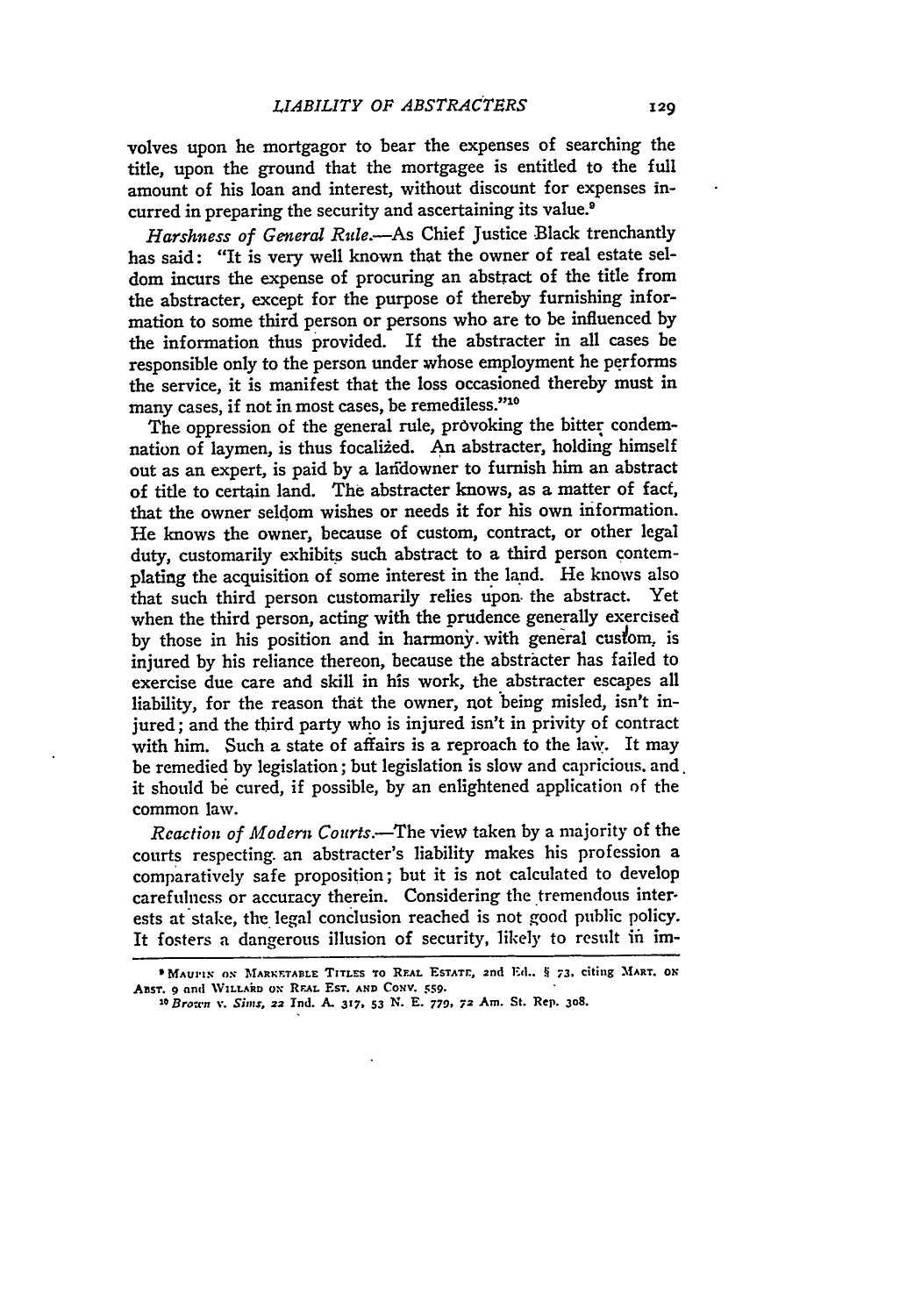volves upon he mortgagor to bear the expenses of searching the title, upon the ground that the mortgagee is entitled to the full amount of his loan and interest, without discount for expenses incurred in preparing the security and ascertaining its value.[9]

*Harshness of General Rule.*—As Chief Justice Black trenchantly has said: "It is very well known that the owner of real estate seldom incurs the expense of procuring an abstract of the title from the abstracter, except for the purpose of thereby furnishing information to some third person or persons who are to be influenced by the information thus provided. If the abstracter in all cases be responsible only to the person under whose employment he performs the service, it is manifest that the loss occasioned thereby must in many cases, if not in most cases, be remediless."[10]

The oppression of the general rule, provoking the bitter condemnation of laymen, is thus focalized. An abstracter, holding himself out as an expert, is paid by a landowner to furnish him an abstract of title to certain land. The abstracter knows, as a matter of fact, that the owner seldom wishes or needs it for his own information. He knows the owner, because of custom, contract, or other legal duty, customarily exhibits such abstract to a third person contemplating the acquisition of some interest in the land. He knows also that such third person customarily relies upon the abstract. Yet when the third person, acting with the prudence generally exercised by those in his position and in harmony with general custom, is injured by his reliance thereon, because the abstracter has failed to exercise due care and skill in his work, the abstracter escapes all liability, for the reason that the owner, not being misled, isn't injured; and the third party who is injured isn't in privity of contract with him. Such a state of affairs is a reproach to the law. It may be remedied by legislation; but legislation is slow and capricious, and it should be cured, if possible, by an enlightened application of the common law.

*Reaction of Modern Courts.*—The view taken by a majority of the courts respecting an abstracter's liability makes his profession a comparatively safe proposition; but it is not calculated to develop carefulness or accuracy therein. Considering the tremendous interests at stake, the legal conclusion reached is not good public policy. It fosters a dangerous illusion of security, likely to result in im-

---

[9] MAUPIN ON MARKETABLE TITLES TO REAL ESTATE, 2nd Ed., § 73, citing MART. ON ABST. 9 and WILLARD ON REAL EST. AND CONV. 559.

[10] *Brown* v. *Sims*, 22 Ind. A. 317, 53 N. E. 779, 72 Am. St. Rep. 308.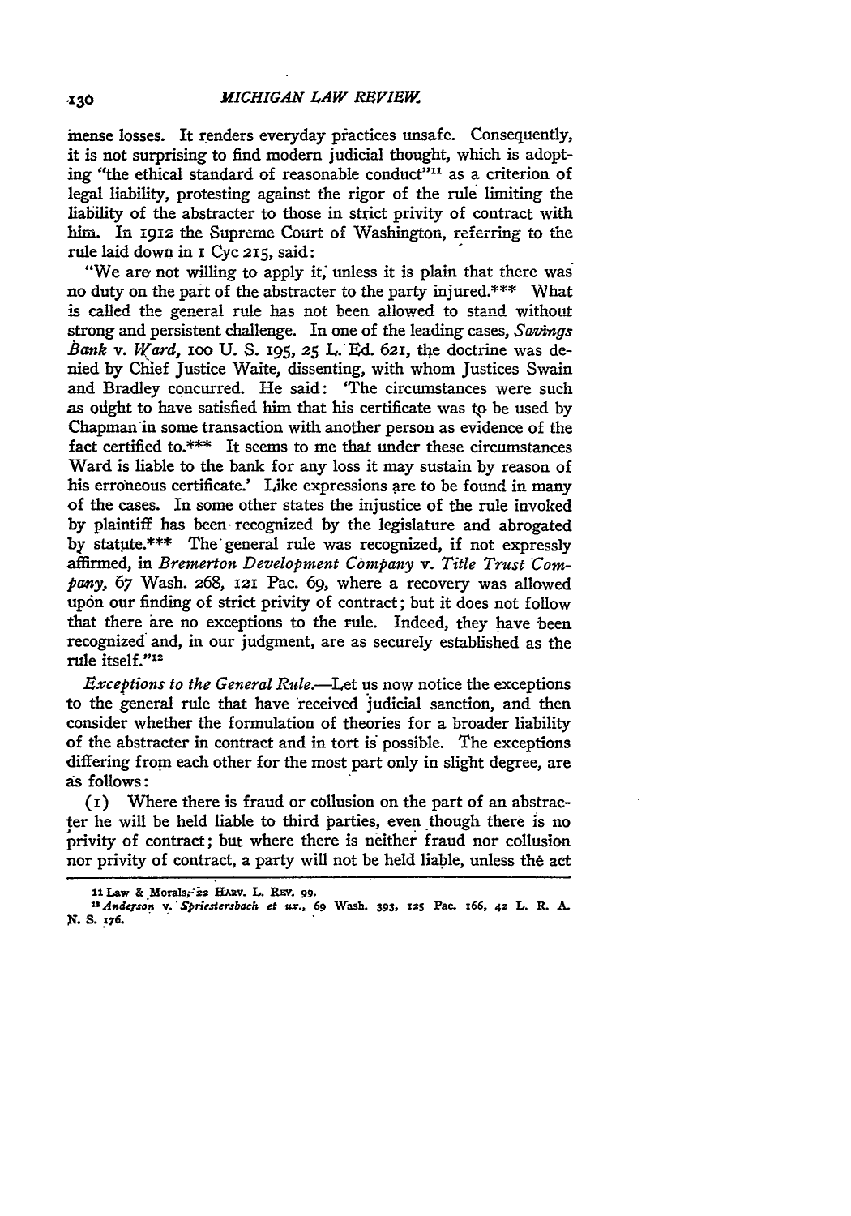mense losses. It renders everyday practices unsafe. Consequently, it is not surprising to find modern judicial thought, which is adopting "the ethical standard of reasonable conduct"[11] as a criterion of legal liability, protesting against the rigor of the rule limiting the liability of the abstracter to those in strict privity of contract with him. In 1912 the Supreme Court of Washington, referring to the rule laid down in 1 Cyc 215, said:

"We are not willing to apply it, unless it is plain that there was no duty on the part of the abstracter to the party injured.\*\*\* What is called the general rule has not been allowed to stand without strong and persistent challenge. In one of the leading cases, *Savings Bank* v. *Ward*, 100 U. S. 195, 25 L. Ed. 621, the doctrine was denied by Chief Justice Waite, dissenting, with whom Justices Swain and Bradley concurred. He said: 'The circumstances were such as ought to have satisfied him that his certificate was to be used by Chapman in some transaction with another person as evidence of the fact certified to.\*\*\* It seems to me that under these circumstances Ward is liable to the bank for any loss it may sustain by reason of his erroneous certificate.' Like expressions are to be found in many of the cases. In some other states the injustice of the rule invoked by plaintiff has been recognized by the legislature and abrogated by statute.\*\*\* The general rule was recognized, if not expressly affirmed, in *Bremerton Development Company* v. *Title Trust Company*, 67 Wash. 268, 121 Pac. 69, where a recovery was allowed upon our finding of strict privity of contract; but it does not follow that there are no exceptions to the rule. Indeed, they have been recognized and, in our judgment, are as securely established as the rule itself."[12]

*Exceptions to the General Rule.*—Let us now notice the exceptions to the general rule that have received judicial sanction, and then consider whether the formulation of theories for a broader liability of the abstracter in contract and in tort is possible. The exceptions differing from each other for the most part only in slight degree, are as follows:

(1) Where there is fraud or collusion on the part of an abstracter he will be held liable to third parties, even though there is no privity of contract; but where there is neither fraud nor collusion nor privity of contract, a party will not be held liable, unless the act

---

[11] Law & Morals, 22 Harv. L. Rev. 99.

[12] *Anderson* v. *Spriestersbach et ux.*, 69 Wash. 393, 125 Pac. 166, 42 L. R. A. N. S. 176.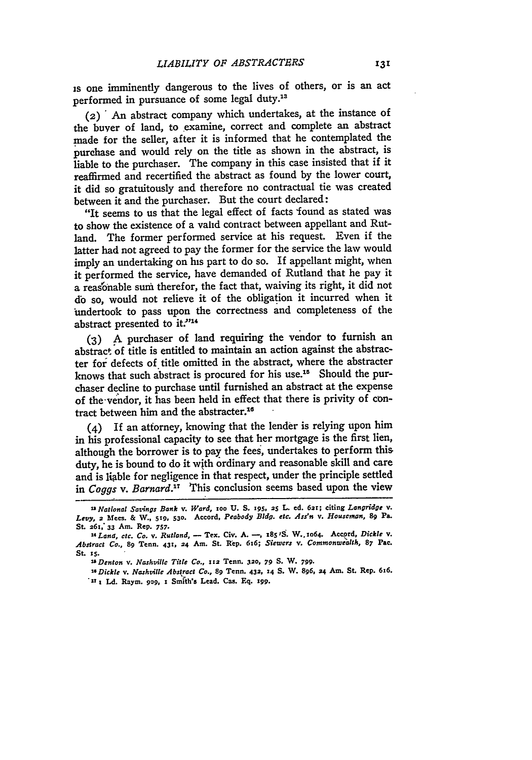is one imminently dangerous to the lives of others, or is an act performed in pursuance of some legal duty.[13]

(2) An abstract company which undertakes, at the instance of the buyer of land, to examine, correct and complete an abstract made for the seller, after it is informed that he contemplated the purchase and would rely on the title as shown in the abstract, is liable to the purchaser. The company in this case insisted that if it reaffirmed and recertified the abstract as found by the lower court, it did so gratuitously and therefore no contractual tie was created between it and the purchaser. But the court declared:

"It seems to us that the legal effect of facts found as stated was to show the existence of a valid contract between appellant and Rutland. The former performed service at his request. Even if the latter had not agreed to pay the former for the service the law would imply an undertaking on his part to do so. If appellant might, when it performed the service, have demanded of Rutland that he pay it a reasonable sum therefor, the fact that, waiving its right, it did not do so, would not relieve it of the obligation it incurred when it undertook to pass upon the correctness and completeness of the abstract presented to it."[14]

(3) A purchaser of land requiring the vendor to furnish an abstract of title is entitled to maintain an action against the abstracter for defects of title omitted in the abstract, where the abstracter knows that such abstract is procured for his use.[15] Should the purchaser decline to purchase until furnished an abstract at the expense of the vendor, it has been held in effect that there is privity of contract between him and the abstracter.[16]

(4) If an attorney, knowing that the lender is relying upon him in his professional capacity to see that her mortgage is the first lien, although the borrower is to pay the fees, undertakes to perform this duty, he is bound to do it with ordinary and reasonable skill and care and is liable for negligence in that respect, under the principle settled in *Coggs* v. *Barnard*.[17] This conclusion seems based upon the view

---

[13] *National Savings Bank* v. *Ward*, 100 U. S. 195, 25 L. ed. 621; citing *Langridge* v. *Levy*, 2 Mees. & W., 519, 530. Accord, *Peabody Bldg. etc. Ass'n* v. *Houseman*, 89 Pa. St. 261, 33 Am. Rep. 757.

[14] *Land, etc. Co.* v. *Rutland*, — Tex. Civ. A. —, 185 S. W. 1064. Accord, *Dickle* v. *Abstract Co.*, 89 Tenn. 431, 24 Am. St. Rep. 616; *Siewers* v. *Commonwealth*, 87 Pac. St. 15.

[15] *Denton* v. *Nashville Title Co.*, 112 Tenn. 320, 79 S. W. 799.

[16] *Dickle* v. *Nashville Abstract Co.*, 89 Tenn. 432, 14 S. W. 896, 24 Am. St. Rep. 616.

[17] 1 Ld. Raym. 909, 1 Smith's Lead. Cas. Eq. 199.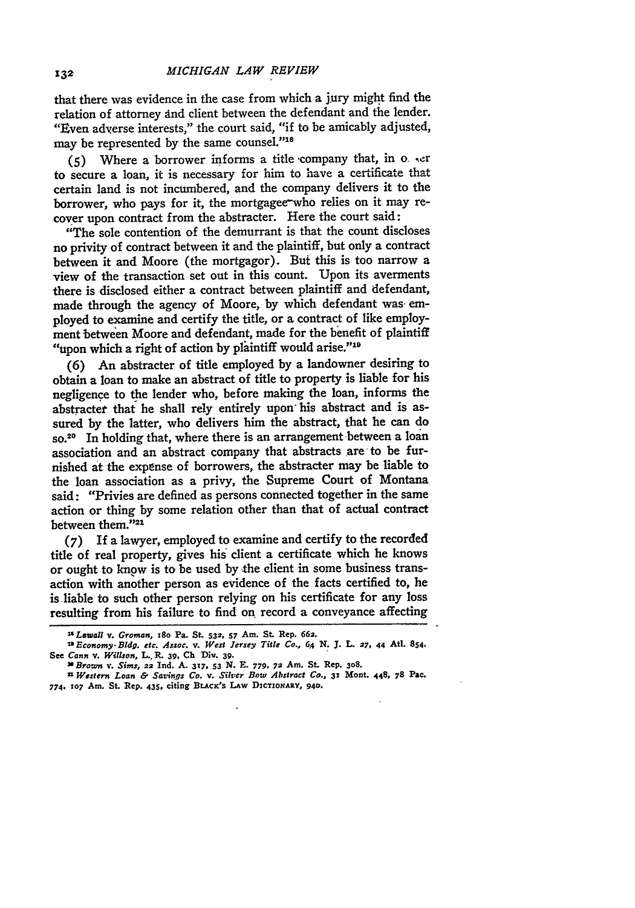that there was evidence in the case from which a jury might find the relation of attorney and client between the defendant and the lender. "Even adverse interests," the court said, "if to be amicably adjusted, may be represented by the same counsel."[18]

(5) Where a borrower informs a title company that, in order to secure a loan, it is necessary for him to have a certificate that certain land is not incumbered, and the company delivers it to the borrower, who pays for it, the mortgagee who relies on it may recover upon contract from the abstracter. Here the court said:

"The sole contention of the demurrant is that the count discloses no privity of contract between it and the plaintiff, but only a contract between it and Moore (the mortgagor). But this is too narrow a view of the transaction set out in this count. Upon its averments there is disclosed either a contract between plaintiff and defendant, made through the agency of Moore, by which defendant was employed to examine and certify the title, or a contract of like employment between Moore and defendant, made for the benefit of plaintiff "upon which a right of action by plaintiff would arise."[19]

(6) An abstracter of title employed by a landowner desiring to obtain a loan to make an abstract of title to property is liable for his negligence to the lender who, before making the loan, informs the abstracter that he shall rely entirely upon his abstract and is assured by the latter, who delivers him the abstract, that he can do so.[20] In holding that, where there is an arrangement between a loan association and an abstract company that abstracts are to be furnished at the expense of borrowers, the abstracter may be liable to the loan association as a privy, the Supreme Court of Montana said: "Privies are defined as persons connected together in the same action or thing by some relation other than that of actual contract between them."[21]

(7) If a lawyer, employed to examine and certify to the recorded title of real property, gives his client a certificate which he knows or ought to know is to be used by the client in some business transaction with another person as evidence of the facts certified to, he is liable to such other person relying on his certificate for any loss resulting from his failure to find on record a conveyance affecting

---

[18] *Lawall* v. *Groman*, 180 Pa. St. 532, 57 Am. St. Rep. 662.

[19] *Economy Bldg. etc. Assoc.* v. *West Jersey Title Co.*, 64 N. J. L. 27, 44 Atl. 854. See *Cann* v. *Willson*, L. R. 39, Ch Div. 39.

[20] *Brown* v. *Sims*, 22 Ind. A. 317, 53 N. E. 779, 72 Am. St. Rep. 308.

[21] *Western Loan & Savings Co.* v. *Silver Bow Abstract Co.*, 31 Mont. 448, 78 Pac. 774, 107 Am. St. Rep. 435, citing BLACK'S LAW DICTIONARY, 940.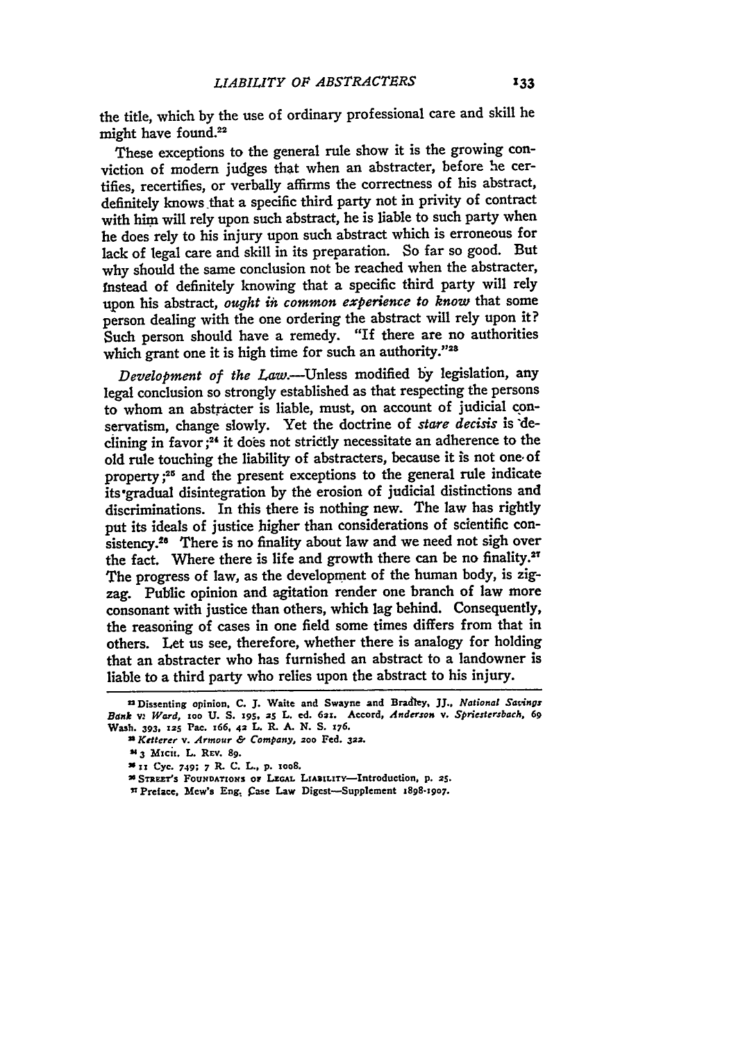the title, which by the use of ordinary professional care and skill he might have found.[22]

These exceptions to the general rule show it is the growing conviction of modern judges that when an abstracter, before he certifies, recertifies, or verbally affirms the correctness of his abstract, definitely knows that a specific third party not in privity of contract with him will rely upon such abstract, he is liable to such party when he does rely to his injury upon such abstract which is erroneous for lack of legal care and skill in its preparation. So far so good. But why should the same conclusion not be reached when the abstracter, instead of definitely knowing that a specific third party will rely upon his abstract, *ought in common experience to know* that some person dealing with the one ordering the abstract will rely upon it? Such person should have a remedy. "If there are no authorities which grant one it is high time for such an authority."[23]

*Development of the Law.*—Unless modified by legislation, any legal conclusion so strongly established as that respecting the persons to whom an abstracter is liable, must, on account of judicial conservatism, change slowly. Yet the doctrine of *stare decisis* is declining in favor;[24] it does not strictly necessitate an adherence to the old rule touching the liability of abstracters, because it is not one of property;[25] and the present exceptions to the general rule indicate its gradual disintegration by the erosion of judicial distinctions and discriminations. In this there is nothing new. The law has rightly put its ideals of justice higher than considerations of scientific consistency.[26] There is no finality about law and we need not sigh over the fact. Where there is life and growth there can be no finality.[27] The progress of law, as the development of the human body, is zigzag. Public opinion and agitation render one branch of law more consonant with justice than others, which lag behind. Consequently, the reasoning of cases in one field some times differs from that in others. Let us see, therefore, whether there is analogy for holding that an abstracter who has furnished an abstract to a landowner is liable to a third party who relies upon the abstract to his injury.

---

[22] Dissenting opinion, C. J. Waite and Swayne and Bradley, JJ., *National Savings Bank v. Ward*, 100 U. S. 195, 25 L. ed. 621. Accord, *Anderson v. Spriestersbach*, 69 Wash. 393, 125 Pac. 166, 42 L. R. A. N. S. 176.

[23] *Ketterer v. Armour & Company*, 200 Fed. 322.

[24] 3 MICH. L. REV. 89.

[25] 11 Cyc. 749; 7 R. C. L., p. 1008.

[26] STREET'S FOUNDATIONS OF LEGAL LIABILITY—Introduction, p. 25.

[27] Preface, Mew's Eng. Case Law Digest—Supplement 1898-1907.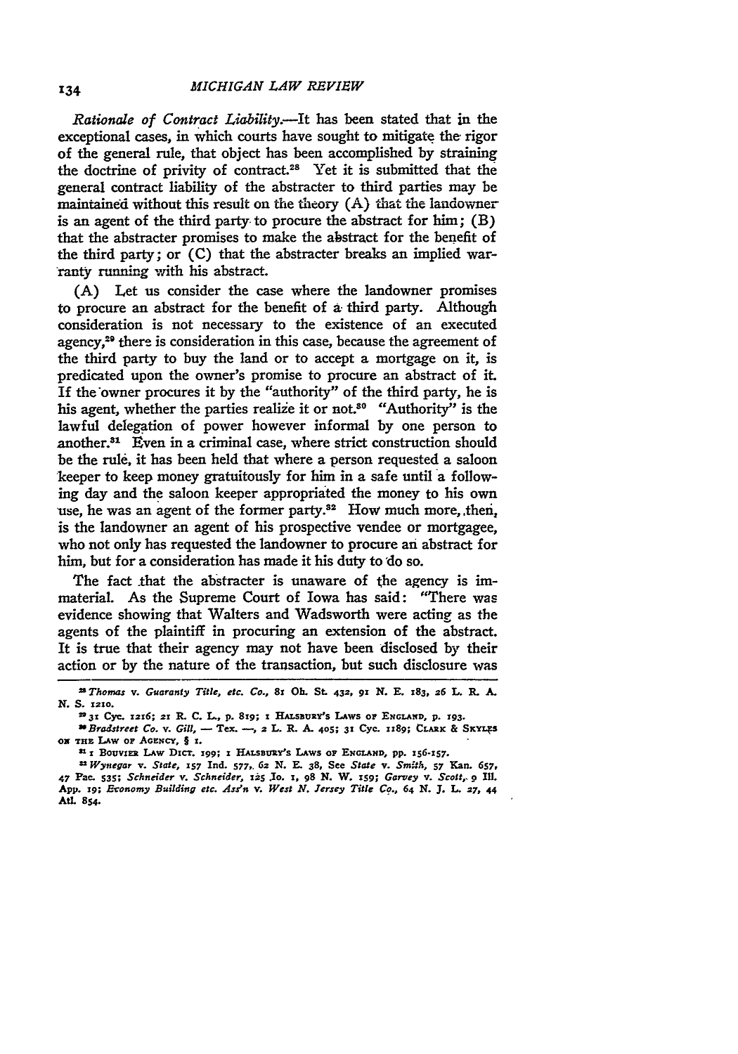*Rationale of Contract Liability.*—It has been stated that in the exceptional cases, in which courts have sought to mitigate the rigor of the general rule, that object has been accomplished by straining the doctrine of privity of contract.[28] Yet it is submitted that the general contract liability of the abstracter to third parties may be maintained without this result on the theory (A) that the landowner is an agent of the third party to procure the abstract for him; (B) that the abstracter promises to make the abstract for the benefit of the third party; or (C) that the abstracter breaks an implied warranty running with his abstract.

(A) Let us consider the case where the landowner promises to procure an abstract for the benefit of a third party. Although consideration is not necessary to the existence of an executed agency,[29] there is consideration in this case, because the agreement of the third party to buy the land or to accept a mortgage on it, is predicated upon the owner's promise to procure an abstract of it. If the owner procures it by the "authority" of the third party, he is his agent, whether the parties realize it or not.[30] "Authority" is the lawful delegation of power however informal by one person to another.[31] Even in a criminal case, where strict construction should be the rule, it has been held that where a person requested a saloon keeper to keep money gratuitously for him in a safe until a following day and the saloon keeper appropriated the money to his own use, he was an agent of the former party.[32] How much more, then, is the landowner an agent of his prospective vendee or mortgagee, who not only has requested the landowner to procure an abstract for him, but for a consideration has made it his duty to do so.

The fact that the abstracter is unaware of the agency is immaterial. As the Supreme Court of Iowa has said: "There was evidence showing that Walters and Wadsworth were acting as the agents of the plaintiff in procuring an extension of the abstract. It is true that their agency may not have been disclosed by their action or by the nature of the transaction, but such disclosure was

---

[28] *Thomas* v. *Guaranty Title, etc. Co.*, 81 Oh. St. 432, 91 N. E. 183, 26 L. R. A. N. S. 1210.

[29] 31 Cyc. 1216; 21 R. C. L., p. 819; 1 HALSBURY'S LAWS OF ENGLAND, p. 193.

[30] *Bradstreet Co.* v. *Gill*, — Tex. —, 2 L. R. A. 405; 31 Cyc. 1189; CLARK & SKYLES ON THE LAW OF AGENCY, § 1.

[31] 1 BOUVIER LAW DICT. 199; 1 HALSBURY'S LAWS OF ENGLAND, pp. 156-157.

[32] *Wynegar* v. *State*, 157 Ind. 577, 62 N. E. 38, See *State* v. *Smith*, 57 Kan. 657, 47 Pac. 535; *Schneider* v. *Schneider*, 125 Io. 1, 98 N. W. 159; *Garvey* v. *Scott*, 9 Ill. App. 19; *Economy Building etc. Ass'n* v. *West N. Jersey Title Co.*, 64 N. J. L. 27, 44 Atl. 854.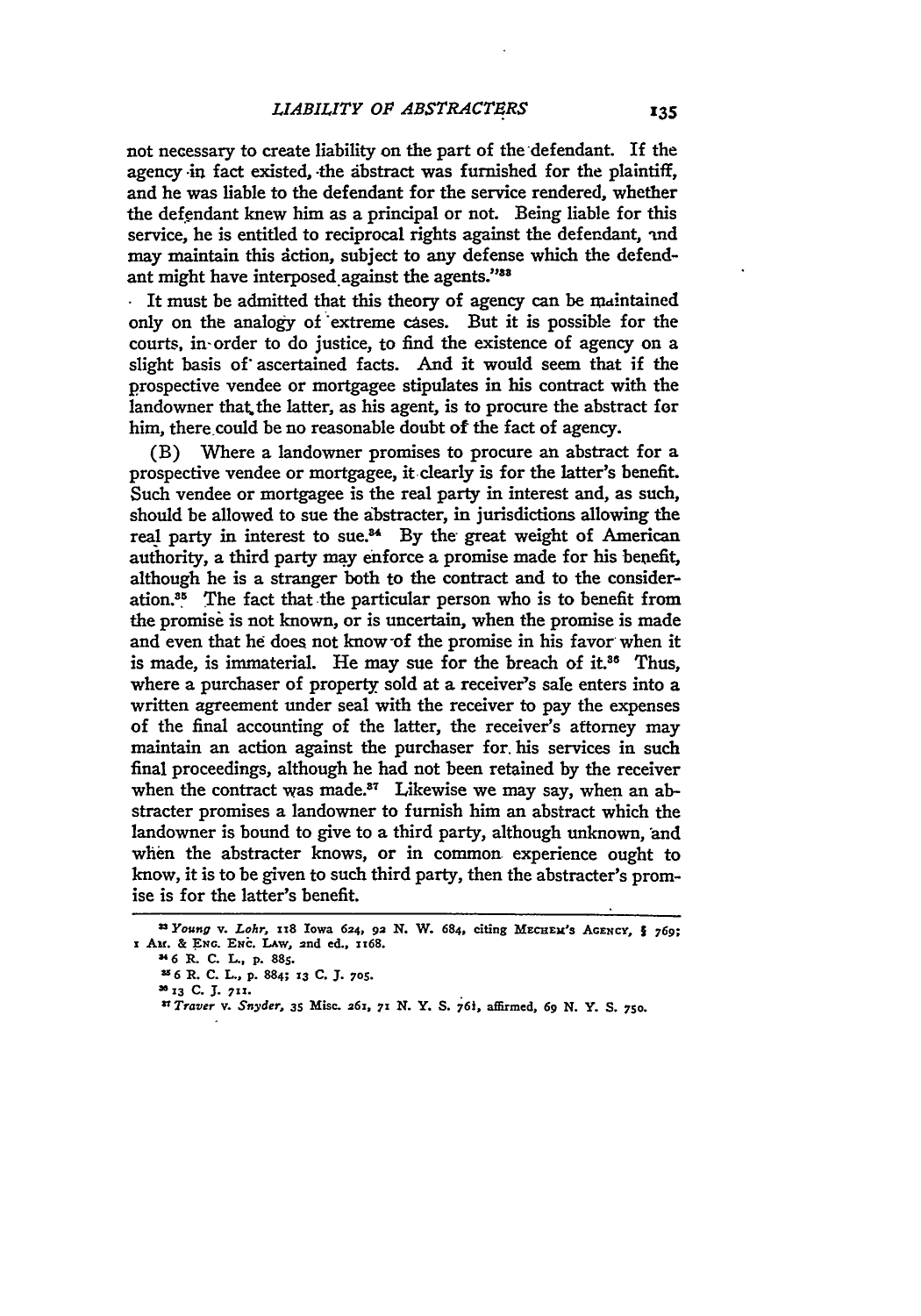not necessary to create liability on the part of the defendant. If the agency in fact existed, the abstract was furnished for the plaintiff, and he was liable to the defendant for the service rendered, whether the defendant knew him as a principal or not. Being liable for this service, he is entitled to reciprocal rights against the defendant, and may maintain this action, subject to any defense which the defendant might have interposed against the agents."[33]

It must be admitted that this theory of agency can be maintained only on the analogy of extreme cases. But it is possible for the courts, in order to do justice, to find the existence of agency on a slight basis of ascertained facts. And it would seem that if the prospective vendee or mortgagee stipulates in his contract with the landowner that the latter, as his agent, is to procure the abstract for him, there could be no reasonable doubt of the fact of agency.

(B) Where a landowner promises to procure an abstract for a prospective vendee or mortgagee, it clearly is for the latter's benefit. Such vendee or mortgagee is the real party in interest and, as such, should be allowed to sue the abstracter, in jurisdictions allowing the real party in interest to sue.[34] By the great weight of American authority, a third party may enforce a promise made for his benefit, although he is a stranger both to the contract and to the consideration.[35] The fact that the particular person who is to benefit from the promise is not known, or is uncertain, when the promise is made and even that he does not know of the promise in his favor when it is made, is immaterial. He may sue for the breach of it.[36] Thus, where a purchaser of property sold at a receiver's sale enters into a written agreement under seal with the receiver to pay the expenses of the final accounting of the latter, the receiver's attorney may maintain an action against the purchaser for his services in such final proceedings, although he had not been retained by the receiver when the contract was made.[37] Likewise we may say, when an abstracter promises a landowner to furnish him an abstract which the landowner is bound to give to a third party, although unknown, and when the abstracter knows, or in common experience ought to know, it is to be given to such third party, then the abstracter's promise is for the latter's benefit.

---

[33] *Young* v. *Lohr*, 118 Iowa 624, 92 N. W. 684, citing Mechem's Agency, § 769; 1 Am. & Enc. Enc. Law, 2nd ed., 1168.

[34] 6 R. C. L., p. 885.

[35] 6 R. C. L., p. 884; 13 C. J. 705.

[36] 13 C. J. 711.

[37] *Traver* v. *Snyder*, 35 Misc. 261, 71 N. Y. S. 761, affirmed, 69 N. Y. S. 750.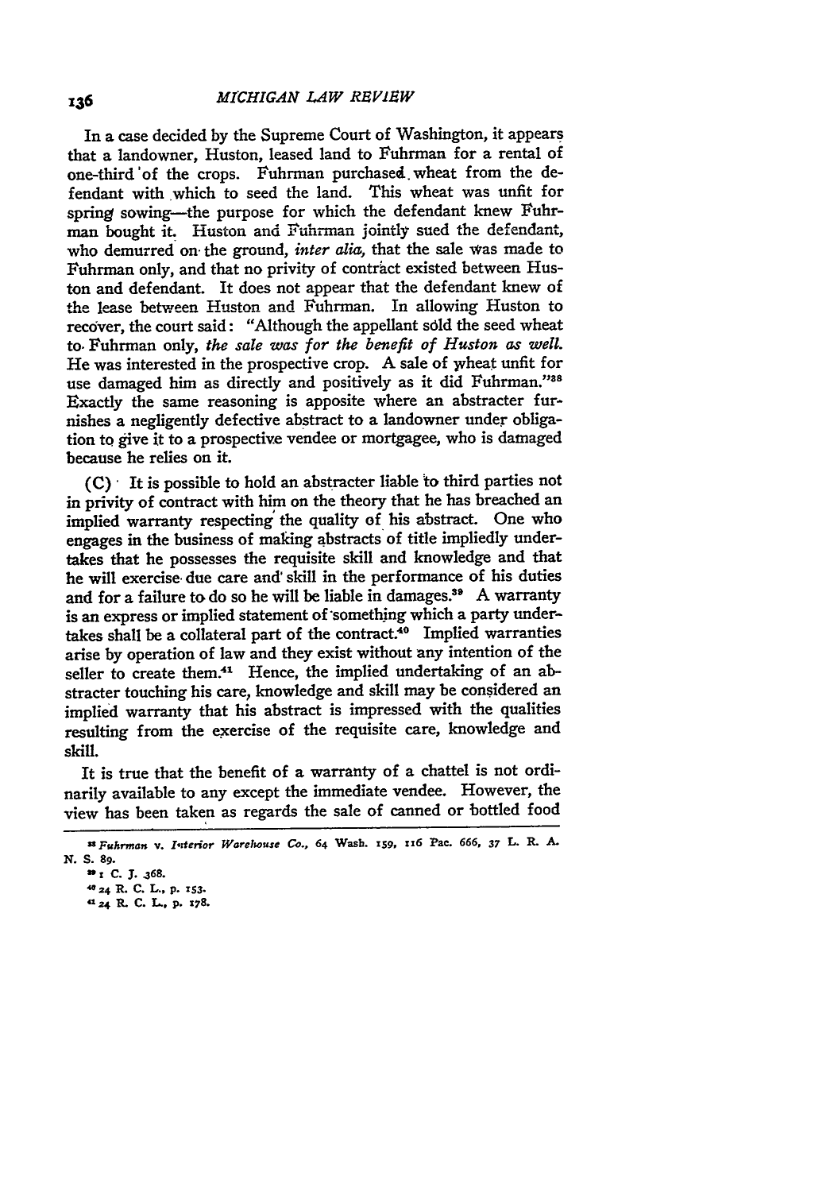In a case decided by the Supreme Court of Washington, it appears that a landowner, Huston, leased land to Fuhrman for a rental of one-third of the crops. Fuhrman purchased wheat from the defendant with which to seed the land. This wheat was unfit for spring sowing—the purpose for which the defendant knew Fuhrman bought it. Huston and Fuhrman jointly sued the defendant, who demurred on the ground, *inter alia,* that the sale was made to Fuhrman only, and that no privity of contract existed between Huston and defendant. It does not appear that the defendant knew of the lease between Huston and Fuhrman. In allowing Huston to recover, the court said: "Although the appellant sold the seed wheat to Fuhrman only, *the sale was for the benefit of Huston as well.* He was interested in the prospective crop. A sale of wheat unfit for use damaged him as directly and positively as it did Fuhrman."[38] Exactly the same reasoning is apposite where an abstracter furnishes a negligently defective abstract to a landowner under obligation to give it to a prospective vendee or mortgagee, who is damaged because he relies on it.

(C) It is possible to hold an abstracter liable to third parties not in privity of contract with him on the theory that he has breached an implied warranty respecting the quality of his abstract. One who engages in the business of making abstracts of title impliedly undertakes that he possesses the requisite skill and knowledge and that he will exercise due care and skill in the performance of his duties and for a failure to do so he will be liable in damages.[39] A warranty is an express or implied statement of something which a party undertakes shall be a collateral part of the contract.[40] Implied warranties arise by operation of law and they exist without any intention of the seller to create them.[41] Hence, the implied undertaking of an abstracter touching his care, knowledge and skill may be considered an implied warranty that his abstract is impressed with the qualities resulting from the exercise of the requisite care, knowledge and skill.

It is true that the benefit of a warranty of a chattel is not ordinarily available to any except the immediate vendee. However, the view has been taken as regards the sale of canned or bottled food

---

[38] *Fuhrman* v. *Interior Warehouse Co.,* 64 Wash. 159, 116 Pac. 666, 37 L. R. A. N. S. 89.

[39] 1 C. J. 368.

[40] 24 R. C. L., p. 153.

[41] 24 R. C. L., p. 178.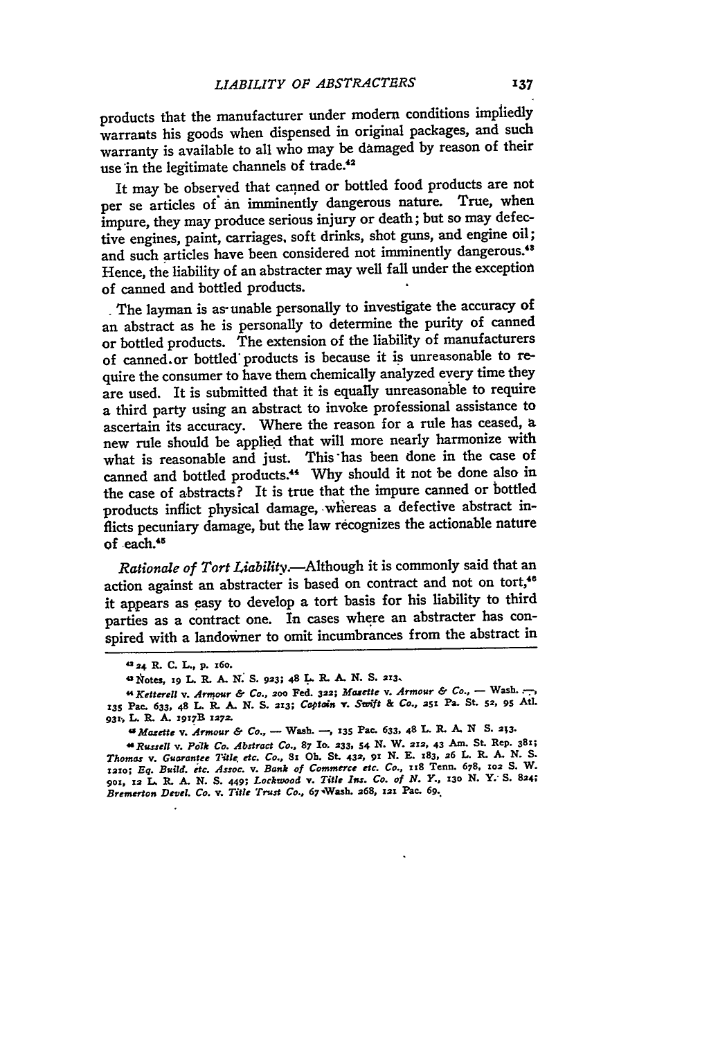products that the manufacturer under modern conditions impliedly warrants his goods when dispensed in original packages, and such warranty is available to all who may be damaged by reason of their use in the legitimate channels of trade.[42]

It may be observed that canned or bottled food products are not per se articles of an imminently dangerous nature. True, when impure, they may produce serious injury or death; but so may defective engines, paint, carriages, soft drinks, shot guns, and engine oil; and such articles have been considered not imminently dangerous.[43] Hence, the liability of an abstracter may well fall under the exception of canned and bottled products.

The layman is as unable personally to investigate the accuracy of an abstract as he is personally to determine the purity of canned or bottled products. The extension of the liability of manufacturers of canned or bottled products is because it is unreasonable to require the consumer to have them chemically analyzed every time they are used. It is submitted that it is equally unreasonable to require a third party using an abstract to invoke professional assistance to ascertain its accuracy. Where the reason for a rule has ceased, a new rule should be applied that will more nearly harmonize with what is reasonable and just. This has been done in the case of canned and bottled products.[44] Why should it not be done also in the case of abstracts? It is true that the impure canned or bottled products inflict physical damage, whereas a defective abstract inflicts pecuniary damage, but the law recognizes the actionable nature of each.[45]

*Rationale of Tort Liability.*—Although it is commonly said that an action against an abstracter is based on contract and not on tort,[46] it appears as easy to develop a tort basis for his liability to third parties as a contract one. In cases where an abstracter has conspired with a landowner to omit incumbrances from the abstract in

---

[42] 24 R. C. L., p. 160.

[43] Notes, 19 L. R. A. N. S. 923; 48 L. R. A. N. S. 213.

[44] *Ketterell v. Armour & Co.*, 200 Fed. 322; *Mazette v. Armour & Co.*, — Wash. —, 135 Pac. 633, 48 L. R. A. N. S. 213; *Captain v. Swift & Co.*, 251 Pa. St. 52, 95 Atl. 931, L. R. A. 1917B 1272.

[45] *Mazette v. Armour & Co.*, — Wash. —, 135 Pac. 633, 48 L. R. A. N. S. 213.

[46] *Russell v. Polk Co. Abstract Co.*, 87 Io. 233, 54 N. W. 212, 43 Am. St. Rep. 381; *Thomas v. Guarantee Title etc. Co.*, 81 Oh. St. 432, 91 N. E. 183, 26 L. R. A. N. S. 1210; *Eq. Build. etc. Assoc. v. Bank of Commerce etc. Co.*, 118 Tenn. 678, 102 S. W. 901, 12 L. R. A. N. S. 449; *Lockwood v. Title Ins. Co. of N. Y.*, 130 N. Y. S. 824; *Bremerton Devel. Co. v. Title Trust Co.*, 67 Wash. 268, 121 Pac. 69.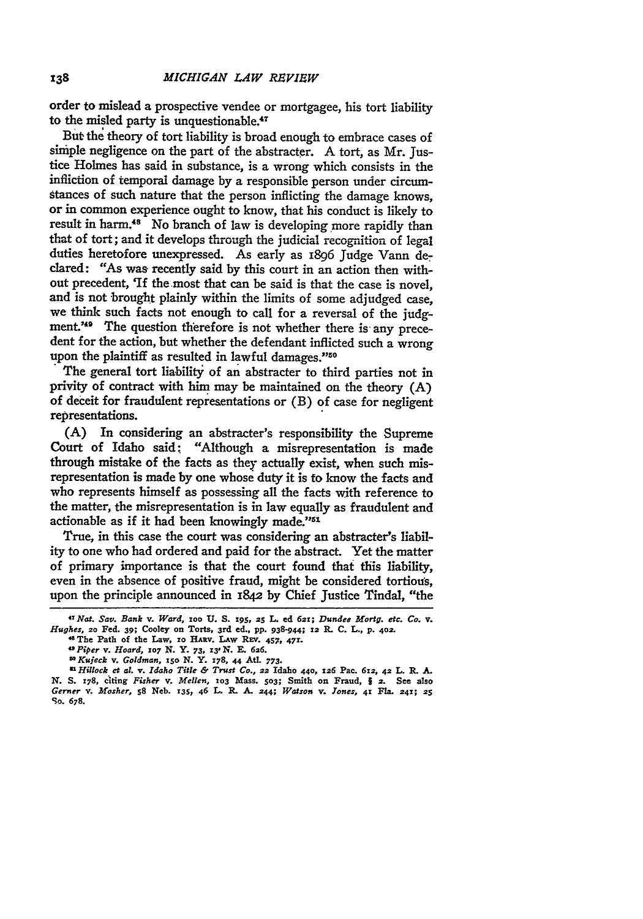order to mislead a prospective vendee or mortgagee, his tort liability to the misled party is unquestionable.[47]

But the theory of tort liability is broad enough to embrace cases of simple negligence on the part of the abstracter. A tort, as Mr. Justice Holmes has said in substance, is a wrong which consists in the infliction of temporal damage by a responsible person under circumstances of such nature that the person inflicting the damage knows, or in common experience ought to know, that his conduct is likely to result in harm.[48] No branch of law is developing more rapidly than that of tort; and it develops through the judicial recognition of legal duties heretofore unexpressed. As early as 1896 Judge Vann declared: "As was recently said by this court in an action then without precedent, 'If the most that can be said is that the case is novel, and is not brought plainly within the limits of some adjudged case, we think such facts not enough to call for a reversal of the judgment.'[49] The question therefore is not whether there is any precedent for the action, but whether the defendant inflicted such a wrong upon the plaintiff as resulted in lawful damages."[50]

The general tort liability of an abstracter to third parties not in privity of contract with him may be maintained on the theory (A) of deceit for fraudulent representations or (B) of case for negligent representations.

(A) In considering an abstracter's responsibility the Supreme Court of Idaho said: "Although a misrepresentation is made through mistake of the facts as they actually exist, when such misrepresentation is made by one whose duty it is to know the facts and who represents himself as possessing all the facts with reference to the matter, the misrepresentation is in law equally as fraudulent and actionable as if it had been knowingly made."[51]

True, in this case the court was considering an abstracter's liability to one who had ordered and paid for the abstract. Yet the matter of primary importance is that the court found that this liability, even in the absence of positive fraud, might be considered tortious, upon the principle announced in 1842 by Chief Justice Tindal, "the

---

[47] *Nat. Sav. Bank v. Ward*, 100 U. S. 195, 25 L. ed 621; *Dundee Mortg. etc. Co. v. Hughes*, 20 Fed. 39; Cooley on Torts, 3rd ed., pp. 938-944; 12 R. C. L., p. 402.

[48] The Path of the Law, 10 Harv. Law Rev. 457, 471.

[49] *Piper v. Hoard*, 107 N. Y. 73, 13 N. E. 626.

[50] *Kujeck v. Goldman*, 150 N. Y. 178, 44 Atl. 773.

[51] *Hillock et al. v. Idaho Title & Trust Co.*, 22 Idaho 440, 126 Pac. 612, 42 L. R. A. N. S. 178, citing *Fisher v. Mellen*, 103 Mass. 503; Smith on Fraud, § 2. See also *Gerner v. Mosher*, 58 Neb. 135, 46 L. R. A. 244; *Watson v. Jones*, 41 Fla. 241; 25 So. 678.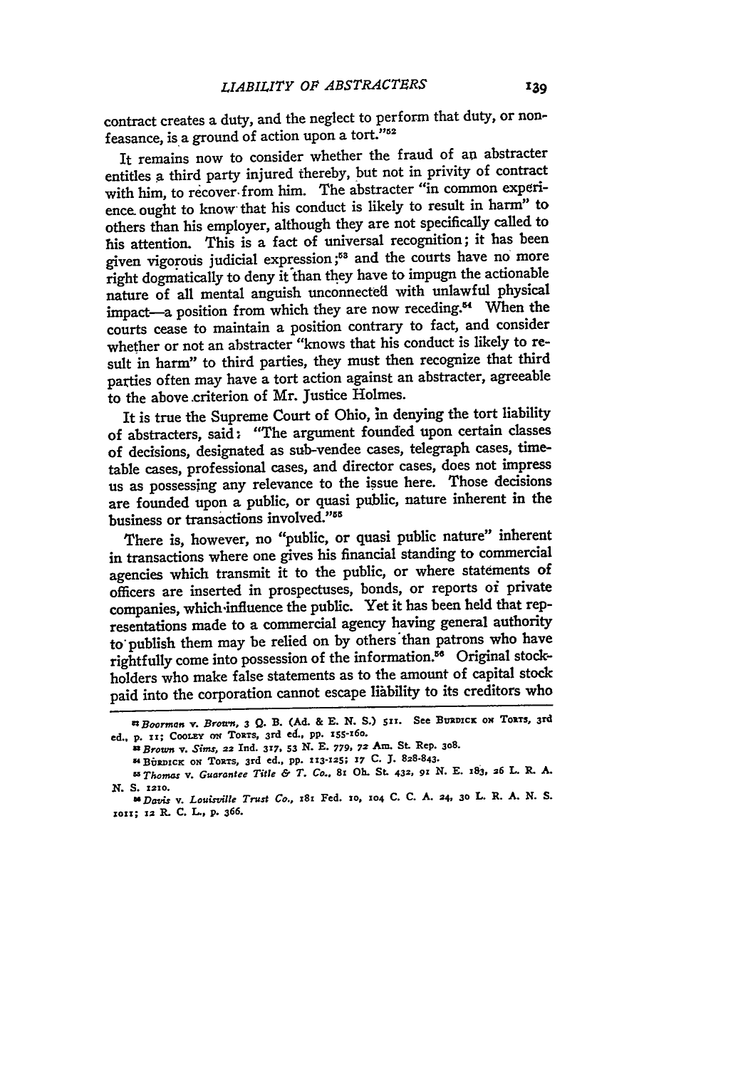contract creates a duty, and the neglect to perform that duty, or nonfeasance, is a ground of action upon a tort."[52]

It remains now to consider whether the fraud of an abstracter entitles a third party injured thereby, but not in privity of contract with him, to recover from him. The abstracter "in common experience ought to know that his conduct is likely to result in harm" to others than his employer, although they are not specifically called to his attention. This is a fact of universal recognition; it has been given vigorous judicial expression;[53] and the courts have no more right dogmatically to deny it than they have to impugn the actionable nature of all mental anguish unconnected with unlawful physical impact—a position from which they are now receding.[54] When the courts cease to maintain a position contrary to fact, and consider whether or not an abstracter "knows that his conduct is likely to result in harm" to third parties, they must then recognize that third parties often may have a tort action against an abstracter, agreeable to the above criterion of Mr. Justice Holmes.

It is true the Supreme Court of Ohio, in denying the tort liability of abstracters, said: "The argument founded upon certain classes of decisions, designated as sub-vendee cases, telegraph cases, timetable cases, professional cases, and director cases, does not impress us as possessing any relevance to the issue here. Those decisions are founded upon a public, or quasi public, nature inherent in the business or transactions involved."[55]

There is, however, no "public, or quasi public nature" inherent in transactions where one gives his financial standing to commercial agencies which transmit it to the public, or where statements of officers are inserted in prospectuses, bonds, or reports of private companies, which influence the public. Yet it has been held that representations made to a commercial agency having general authority to publish them may be relied on by others than patrons who have rightfully come into possession of the information.[56] Original stockholders who make false statements as to the amount of capital stock paid into the corporation cannot escape liability to its creditors who

---

[52] *Boorman v. Brown*, 3 Q. B. (Ad. & E. N. S.) 511. See BURDICK ON TORTS, 3rd ed., p. 11; COOLEY ON TORTS, 3rd ed., pp. 155-160.

[53] *Brown v. Sims*, 22 Ind. 317, 53 N. E. 779, 72 Am. St. Rep. 308.

[54] BURDICK ON TORTS, 3rd ed., pp. 113-125; 17 C. J. 828-843.

[55] *Thomas v. Guarantee Title & T. Co.*, 81 Oh. St. 432, 91 N. E. 183, 26 L. R. A. N. S. 1210.

[56] *Davis v. Louisville Trust Co.*, 181 Fed. 10, 104 C. C. A. 24, 30 L. R. A. N. S. 1011; 12 R. C. L., p. 366.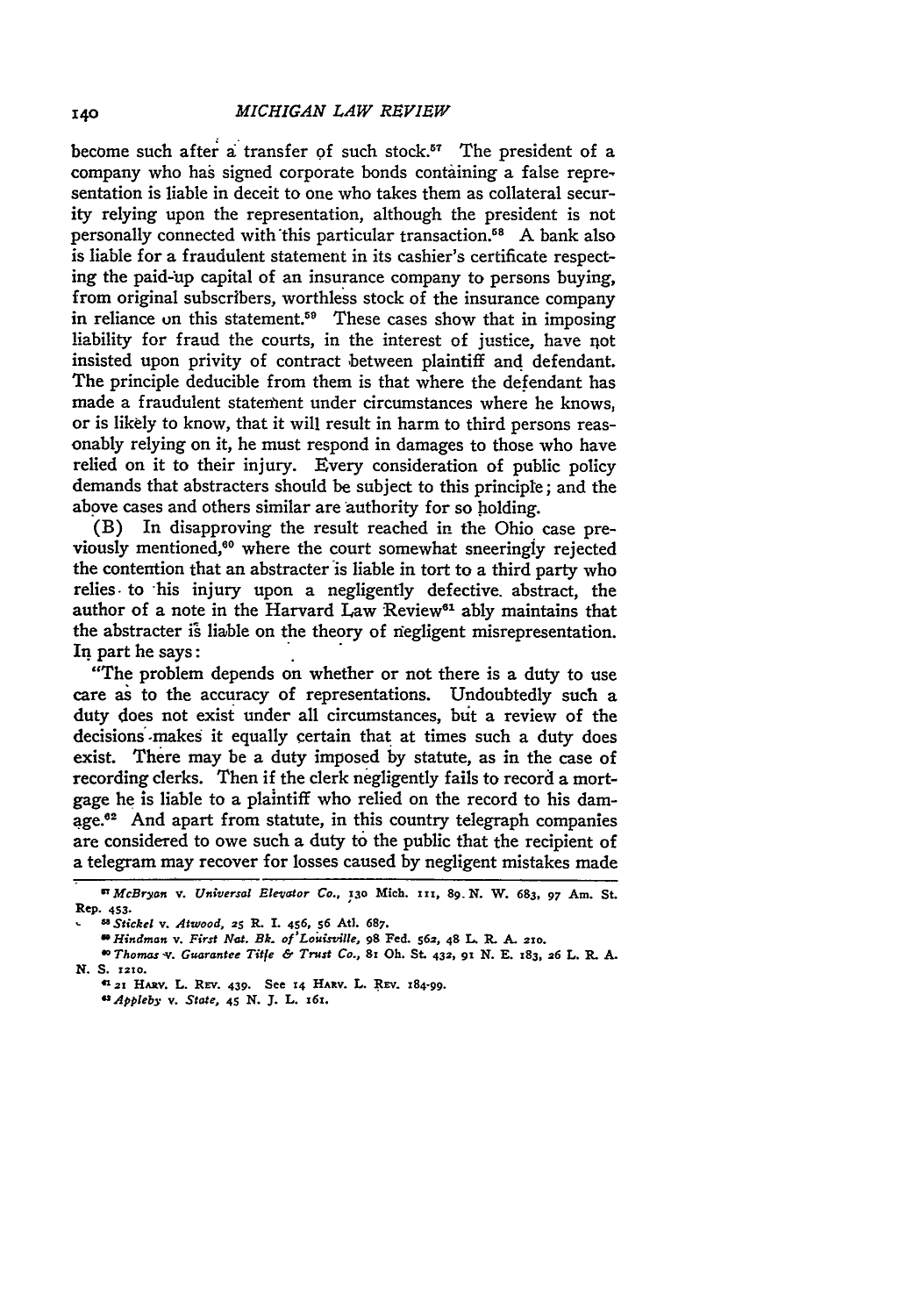become such after a transfer of such stock.[57] The president of a company who has signed corporate bonds containing a false representation is liable in deceit to one who takes them as collateral security relying upon the representation, although the president is not personally connected with this particular transaction.[58] A bank also is liable for a fraudulent statement in its cashier's certificate respecting the paid-up capital of an insurance company to persons buying, from original subscribers, worthless stock of the insurance company in reliance on this statement.[59] These cases show that in imposing liability for fraud the courts, in the interest of justice, have not insisted upon privity of contract between plaintiff and defendant. The principle deducible from them is that where the defendant has made a fraudulent statement under circumstances where he knows, or is likely to know, that it will result in harm to third persons reasonably relying on it, he must respond in damages to those who have relied on it to their injury. Every consideration of public policy demands that abstracters should be subject to this principle; and the above cases and others similar are authority for so holding.

(B) In disapproving the result reached in the Ohio case previously mentioned,[60] where the court somewhat sneeringly rejected the contention that an abstracter is liable in tort to a third party who relies to his injury upon a negligently defective abstract, the author of a note in the Harvard Law Review[61] ably maintains that the abstracter is liable on the theory of negligent misrepresentation. In part he says:

"The problem depends on whether or not there is a duty to use care as to the accuracy of representations. Undoubtedly such a duty does not exist under all circumstances, but a review of the decisions makes it equally certain that at times such a duty does exist. There may be a duty imposed by statute, as in the case of recording clerks. Then if the clerk negligently fails to record a mortgage he is liable to a plaintiff who relied on the record to his damage.[62] And apart from statute, in this country telegraph companies are considered to owe such a duty to the public that the recipient of a telegram may recover for losses caused by negligent mistakes made

---

[57] *McBryan v. Universal Elevator Co.*, 130 Mich. 111, 89 N. W. 683, 97 Am. St. Rep. 453.

[58] *Stickel v. Atwood*, 25 R. I. 456, 56 Atl. 687.

[59] *Hindman v. First Nat. Bk. of Louisville*, 98 Fed. 562, 48 L. R. A. 210.

[60] *Thomas v. Guarantee Title & Trust Co.*, 81 Oh. St. 432, 91 N. E. 183, 26 L. R. A. N. S. 1210.

[61] 21 Harv. L. Rev. 439. See 14 Harv. L. Rev. 184-99.

[62] *Appleby v. State*, 45 N. J. L. 161.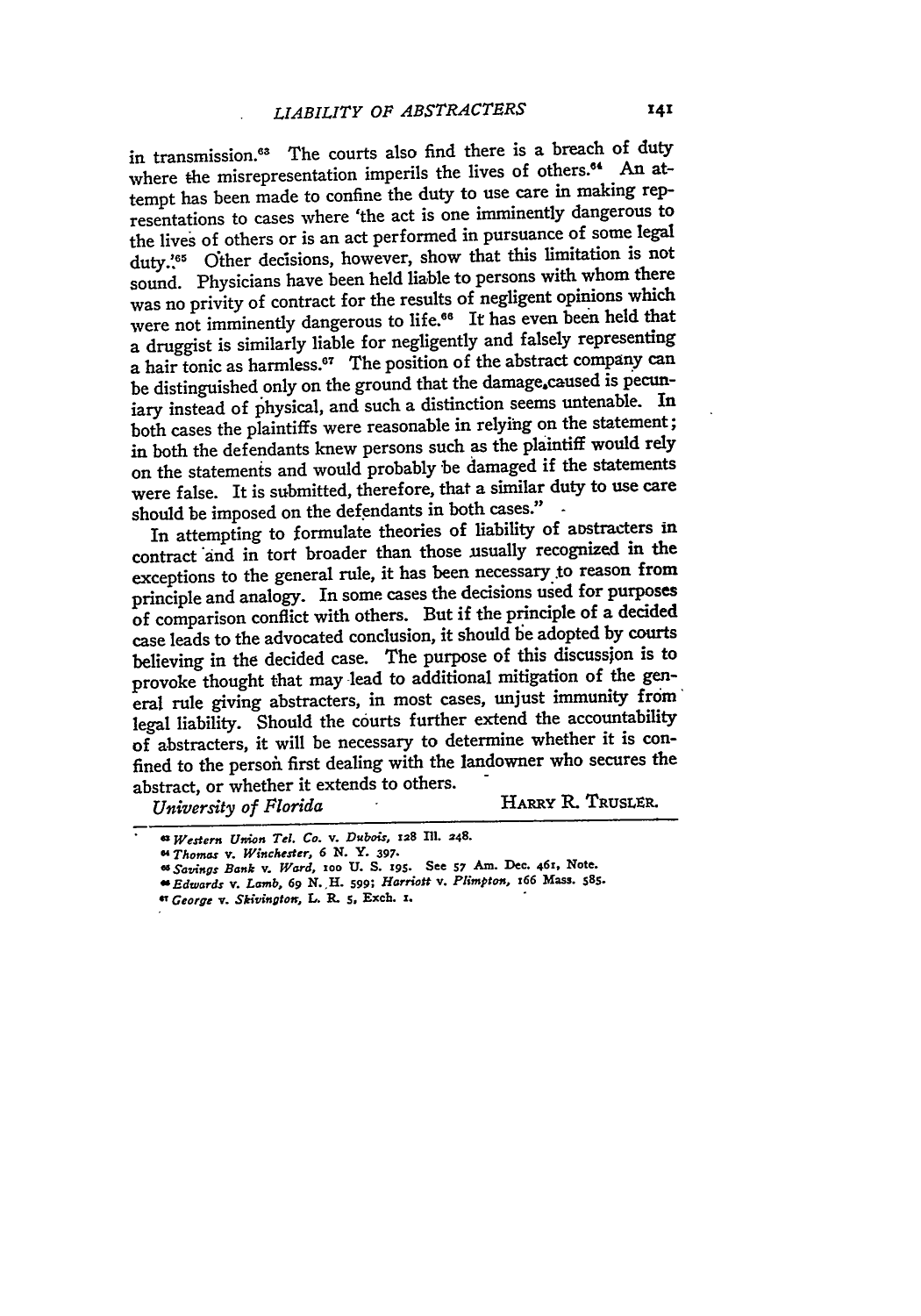in transmission.[63] The courts also find there is a breach of duty where the misrepresentation imperils the lives of others.[64] An attempt has been made to confine the duty to use care in making representations to cases where 'the act is one imminently dangerous to the lives of others or is an act performed in pursuance of some legal duty.'[65] Other decisions, however, show that this limitation is not sound. Physicians have been held liable to persons with whom there was no privity of contract for the results of negligent opinions which were not imminently dangerous to life.[66] It has even been held that a druggist is similarly liable for negligently and falsely representing a hair tonic as harmless.[67] The position of the abstract company can be distinguished only on the ground that the damage caused is pecuniary instead of physical, and such a distinction seems untenable. In both cases the plaintiffs were reasonable in relying on the statement; in both the defendants knew persons such as the plaintiff would rely on the statements and would probably be damaged if the statements were false. It is submitted, therefore, that a similar duty to use care should be imposed on the defendants in both cases."

In attempting to formulate theories of liability of abstracters in contract and in tort broader than those usually recognized in the exceptions to the general rule, it has been necessary to reason from principle and analogy. In some cases the decisions used for purposes of comparison conflict with others. But if the principle of a decided case leads to the advocated conclusion, it should be adopted by courts believing in the decided case. The purpose of this discussion is to provoke thought that may lead to additional mitigation of the general rule giving abstracters, in most cases, unjust immunity from legal liability. Should the courts further extend the accountability of abstracters, it will be necessary to determine whether it is confined to the person first dealing with the landowner who secures the abstract, or whether it extends to others.

*University of Florida* HARRY R. TRUSLER.

---

[63] *Western Union Tel. Co.* v. *Dubois*, 128 Ill. 248.

[64] *Thomas* v. *Winchester*, 6 N. Y. 397.

[65] *Savings Bank* v. *Ward*, 100 U. S. 195. See 57 Am. Dec. 461, Note.

[66] *Edwards* v. *Lamb*, 69 N. H. 599; *Harriott* v. *Plimpton*, 166 Mass. 585.

[67] *George* v. *Skivington*, L. R. 5, Exch. 1.